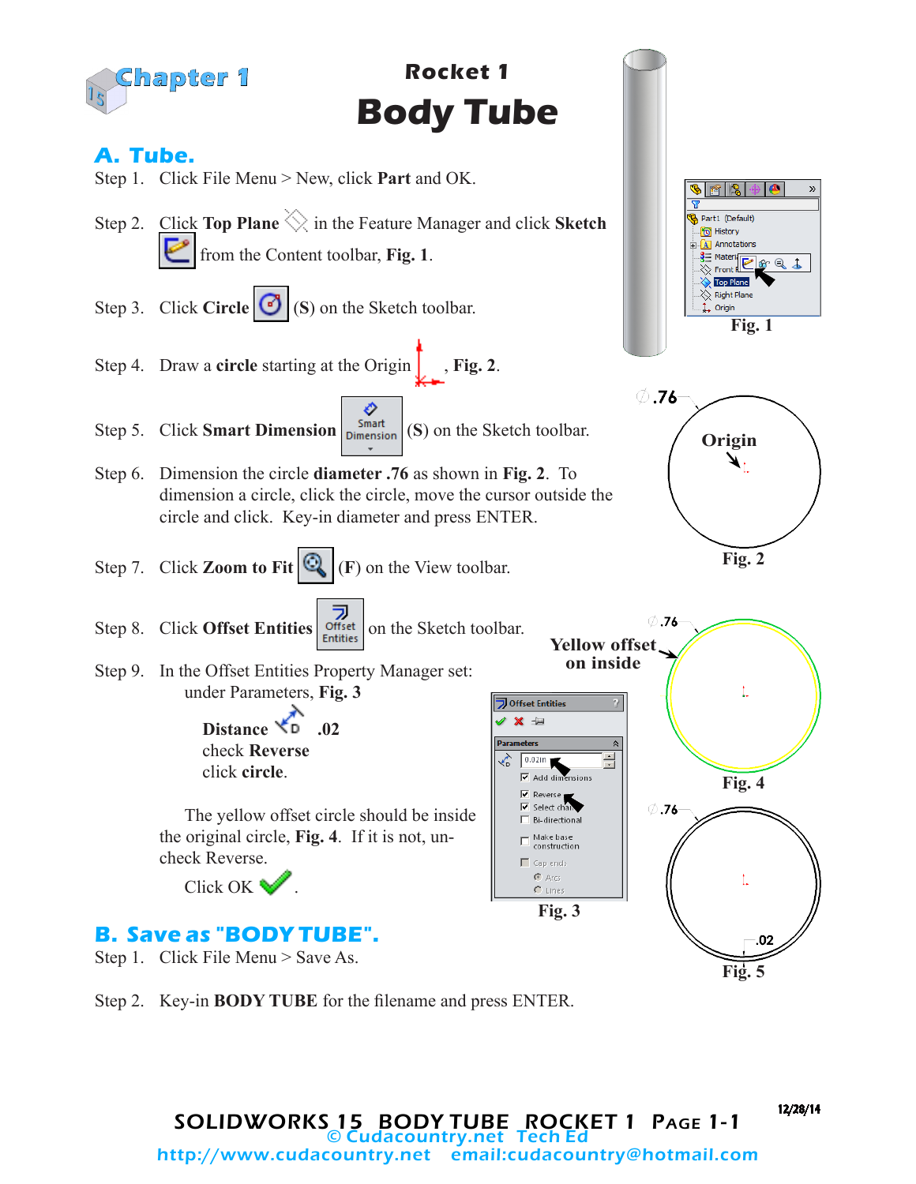Chapter 1

# Rocket 1
# Body Tube

## A. Tube.

Step 1. Click File Menu > New, click **Part** and OK.

Step 2. Click **Top Plane** in the Feature Manager and click **Sketch** from the Content toolbar, **Fig. 1**.

Step 3. Click **Circle** (**S**) on the Sketch toolbar.

Step 4. Draw a **circle** starting at the Origin, **Fig. 2**.

Step 5. Click **Smart Dimension** (**S**) on the Sketch toolbar.

Step 6. Dimension the circle **diameter .76** as shown in **Fig. 2**. To dimension a circle, click the circle, move the cursor outside the circle and click. Key-in diameter and press ENTER.

Step 7. Click **Zoom to Fit** (**F**) on the View toolbar.

Step 8. Click **Offset Entities** on the Sketch toolbar.

Step 9. In the Offset Entities Property Manager set: under Parameters, **Fig. 3**

**Distance** .02
check **Reverse**
click **circle**.

The yellow offset circle should be inside the original circle, **Fig. 4**. If it is not, un-check Reverse.

Click OK.

Fig. 1

Fig. 2

Yellow offset on inside

Fig. 3

Fig. 4

Fig. 5

## B. Save as "BODY TUBE".

Step 1. Click File Menu > Save As.

Step 2. Key-in **BODY TUBE** for the filename and press ENTER.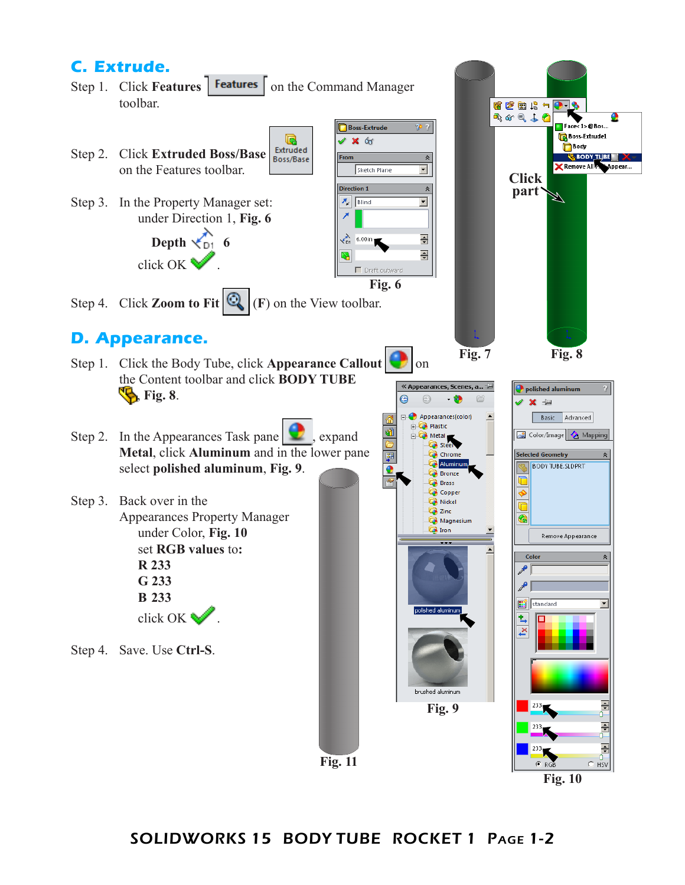## C. Extrude.

Step 1. Click **Features** Features on the Command Manager toolbar.

Step 2. Click **Extruded Boss/Base** on the Features toolbar.

Step 3. In the Property Manager set:
under Direction 1, **Fig. 6**

**Depth** 6

click OK .

Fig. 6

Step 4. Click **Zoom to Fit** (**F**) on the View toolbar.

Fig. 7

Click part

Fig. 8

## D. Appearance.

Step 1. Click the Body Tube, click **Appearance Callout** on the Content toolbar and click **BODY TUBE** , **Fig. 8**.

Step 2. In the Appearances Task pane , expand **Metal**, click **Aluminum** and in the lower pane select **polished aluminum**, **Fig. 9**.

Step 3. Back over in the Appearances Property Manager
under Color, **Fig. 10**
set **RGB values** to:
**R 233**
**G 233**
**B 233**
click OK .

Step 4. Save. Use **Ctrl-S**.

Fig. 9

Fig. 10

Fig. 11